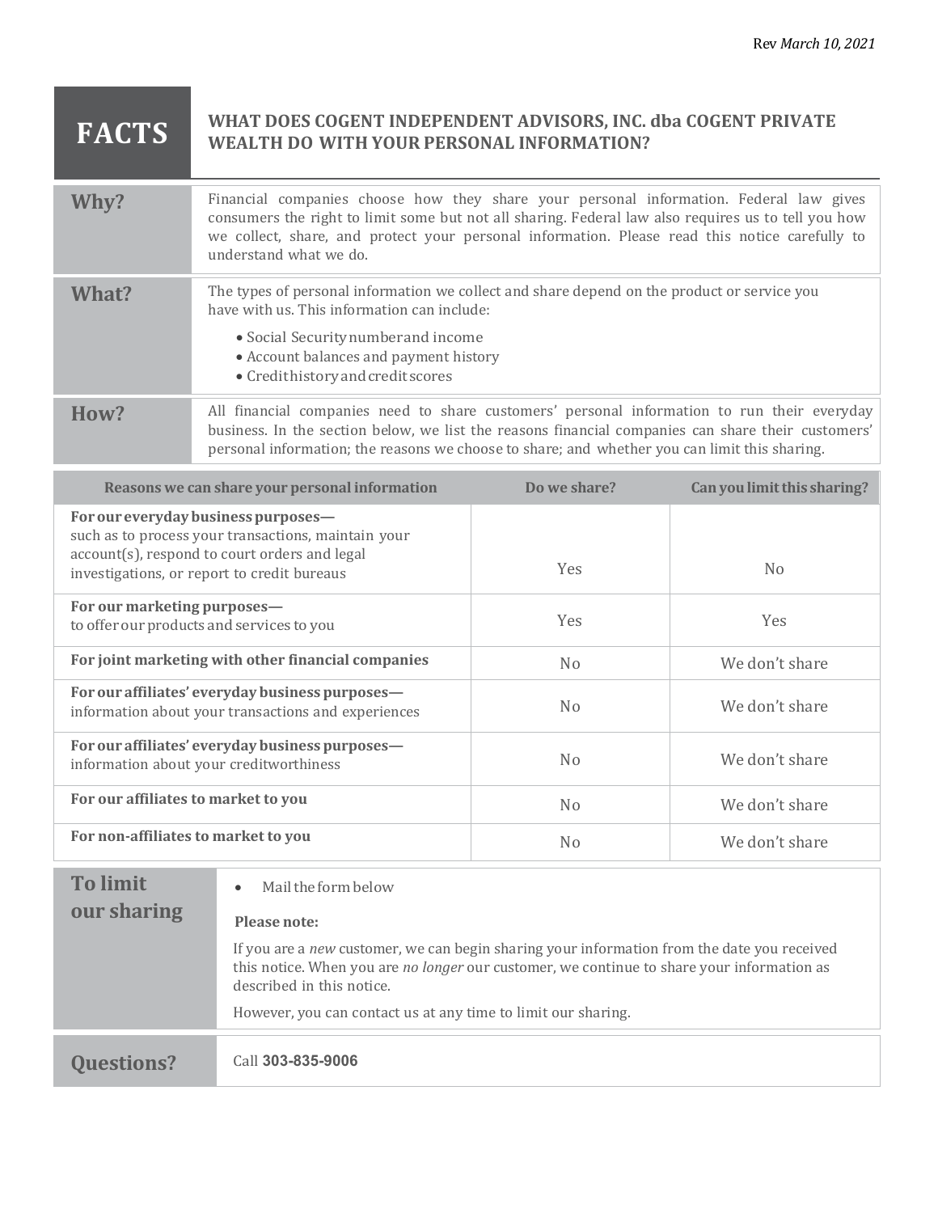Rev *March 10, 2021*

# FACTS

## WHAT DOES COGENT INDEPENDENT ADVISORS, INC. dba COGENT PRIVATE WEALTH DO WITH YOUR PERSONAL INFORMATION?

| | |
|---|---|
| **Why?** | Financial companies choose how they share your personal information. Federal law gives consumers the right to limit some but not all sharing. Federal law also requires us to tell you how we collect, share, and protect your personal information. Please read this notice carefully to understand what we do. |
| **What?** | The types of personal information we collect and share depend on the product or service you have with us. This information can include:<br>• Social Security number and income<br>• Account balances and payment history<br>• Credit history and credit scores |
| **How?** | All financial companies need to share customers' personal information to run their everyday business. In the section below, we list the reasons financial companies can share their customers' personal information; the reasons we choose to share; and whether you can limit this sharing. |

| Reasons we can share your personal information | Do we share? | Can you limit this sharing? |
|---|---|---|
| **For our everyday business purposes—** such as to process your transactions, maintain your account(s), respond to court orders and legal investigations, or report to credit bureaus | Yes | No |
| **For our marketing purposes—** to offer our products and services to you | Yes | Yes |
| **For joint marketing with other financial companies** | No | We don't share |
| **For our affiliates' everyday business purposes—** information about your transactions and experiences | No | We don't share |
| **For our affiliates' everyday business purposes—** information about your creditworthiness | No | We don't share |
| **For our affiliates to market to you** | No | We don't share |
| **For non-affiliates to market to you** | No | We don't share |

| | |
|---|---|
| **To limit our sharing** | • Mail the form below<br>**Please note:**<br>If you are a *new* customer, we can begin sharing your information from the date you received this notice. When you are *no longer* our customer, we continue to share your information as described in this notice.<br>However, you can contact us at any time to limit our sharing. |

| | |
|---|---|
| **Questions?** | Call **303-835-9006** |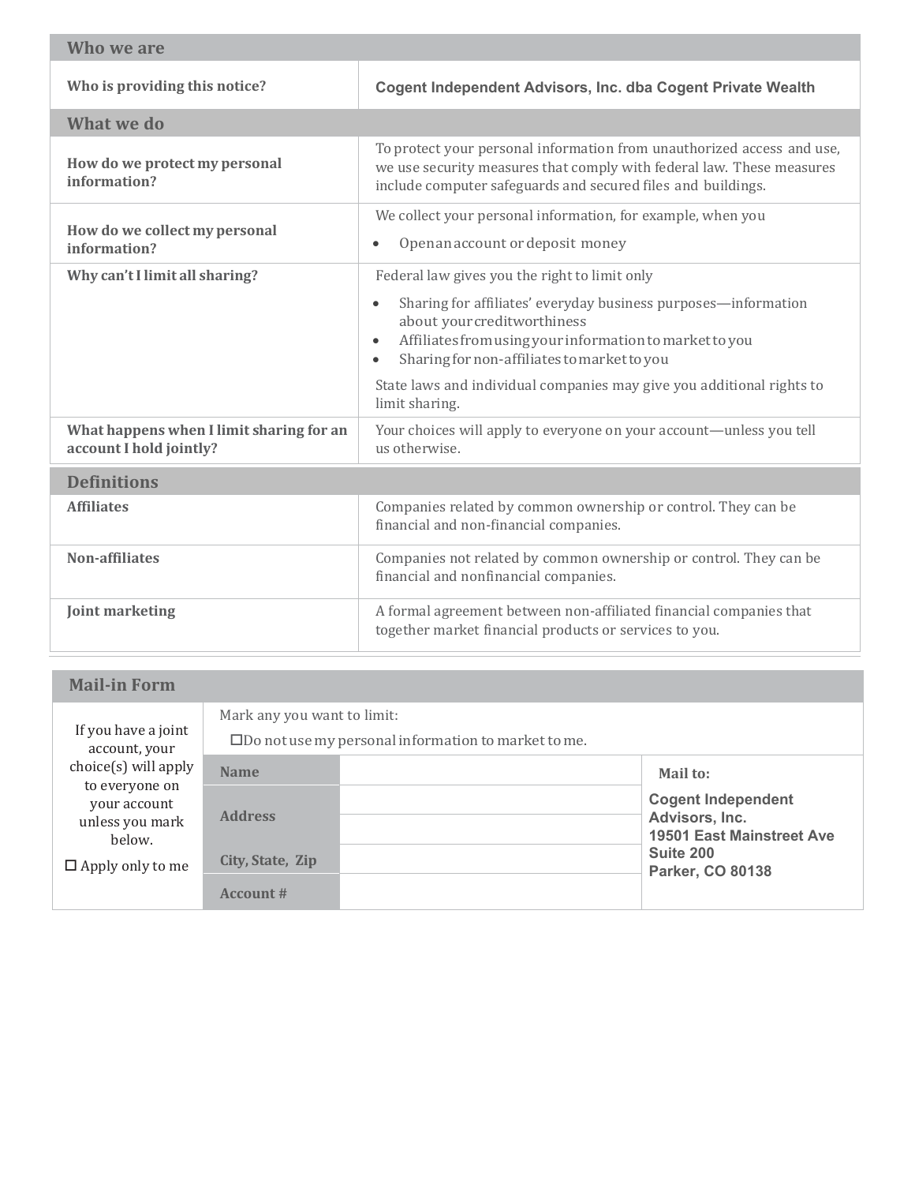## Who we are

| | |
|---|---|
| **Who is providing this notice?** | **Cogent Independent Advisors, Inc. dba Cogent Private Wealth** |

## What we do

| | |
|---|---|
| **How do we protect my personal information?** | To protect your personal information from unauthorized access and use, we use security measures that comply with federal law. These measures include computer safeguards and secured files and buildings. |
| **How do we collect my personal information?** | We collect your personal information, for example, when you<br>• Open an account or deposit money |
| **Why can't I limit all sharing?** | Federal law gives you the right to limit only<br>• Sharing for affiliates' everyday business purposes—information about your creditworthiness<br>• Affiliates from using your information to market to you<br>• Sharing for non-affiliates to market to you<br>State laws and individual companies may give you additional rights to limit sharing. |
| **What happens when I limit sharing for an account I hold jointly?** | Your choices will apply to everyone on your account—unless you tell us otherwise. |

## Definitions

| | |
|---|---|
| **Affiliates** | Companies related by common ownership or control. They can be financial and non-financial companies. |
| **Non-affiliates** | Companies not related by common ownership or control. They can be financial and nonfinancial companies. |
| **Joint marketing** | A formal agreement between non-affiliated financial companies that together market financial products or services to you. |

## Mail-in Form

| | | | |
|---|---|---|---|
| If you have a joint account, your choice(s) will apply to everyone on your account unless you mark below.<br>☐ Apply only to me | Mark any you want to limit:<br>☐ Do not use my personal information to market to me. | | |
| | **Name** | | **Mail to:**<br>**Cogent Independent Advisors, Inc.**<br>**19501 East Mainstreet Ave**<br>**Suite 200**<br>**Parker, CO 80138** |
| | **Address** | | |
| | **City, State, Zip** | | |
| | **Account #** | | |